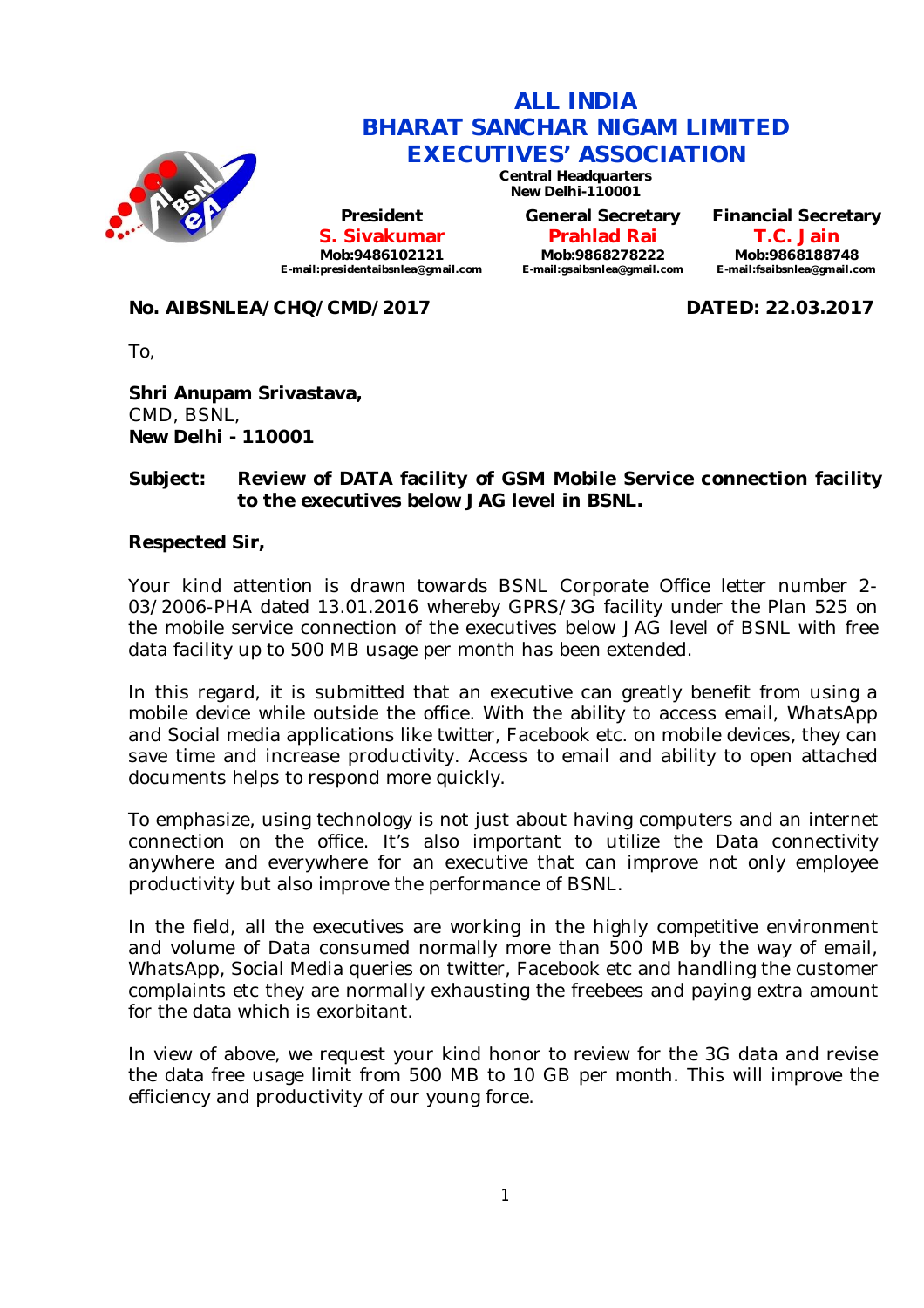# ALL INDIA BHARAT SANCHAR NIGAM LIMITED EXECUTIVES' ASSOCIATION

**Central Headquarters**
**New Delhi-110001**

| President | General Secretary | Financial Secretary |
|---|---|---|
| **S. Sivakumar** | **Prahlad Rai** | **T.C. Jain** |
| Mob:9486102121 | Mob:9868278222 | Mob:9868188748 |
| E-mail:presidentaibsnlea@gmail.com | E-mail:gsaibsnlea@gmail.com | E-mail:fsaibsnlea@gmail.com |

**No. AIBSNLEA/CHQ/CMD/2017** **DATED: 22.03.2017**

To,

**Shri Anupam Srivastava,**
CMD, BSNL,
**New Delhi - 110001**

**Subject: Review of DATA facility of GSM Mobile Service connection facility to the executives below JAG level in BSNL.**

**Respected Sir,**

Your kind attention is drawn towards BSNL Corporate Office letter number 2-03/2006-PHA dated 13.01.2016 whereby GPRS/3G facility under the Plan 525 on the mobile service connection of the executives below JAG level of BSNL with free data facility up to 500 MB usage per month has been extended.

In this regard, it is submitted that an executive can greatly benefit from using a mobile device while outside the office. With the ability to access email, WhatsApp and Social media applications like twitter, Facebook etc. on mobile devices, they can save time and increase productivity. Access to email and ability to open attached documents helps to respond more quickly.

To emphasize, using technology is not just about having computers and an internet connection on the office. It's also important to utilize the Data connectivity anywhere and everywhere for an executive that can improve not only employee productivity but also improve the performance of BSNL.

In the field, all the executives are working in the highly competitive environment and volume of Data consumed normally more than 500 MB by the way of email, WhatsApp, Social Media queries on twitter, Facebook etc and handling the customer complaints etc they are normally exhausting the freebees and paying extra amount for the data which is exorbitant.

In view of above, we request your kind honor to review for the 3G data and revise the data free usage limit from 500 MB to 10 GB per month. This will improve the efficiency and productivity of our young force.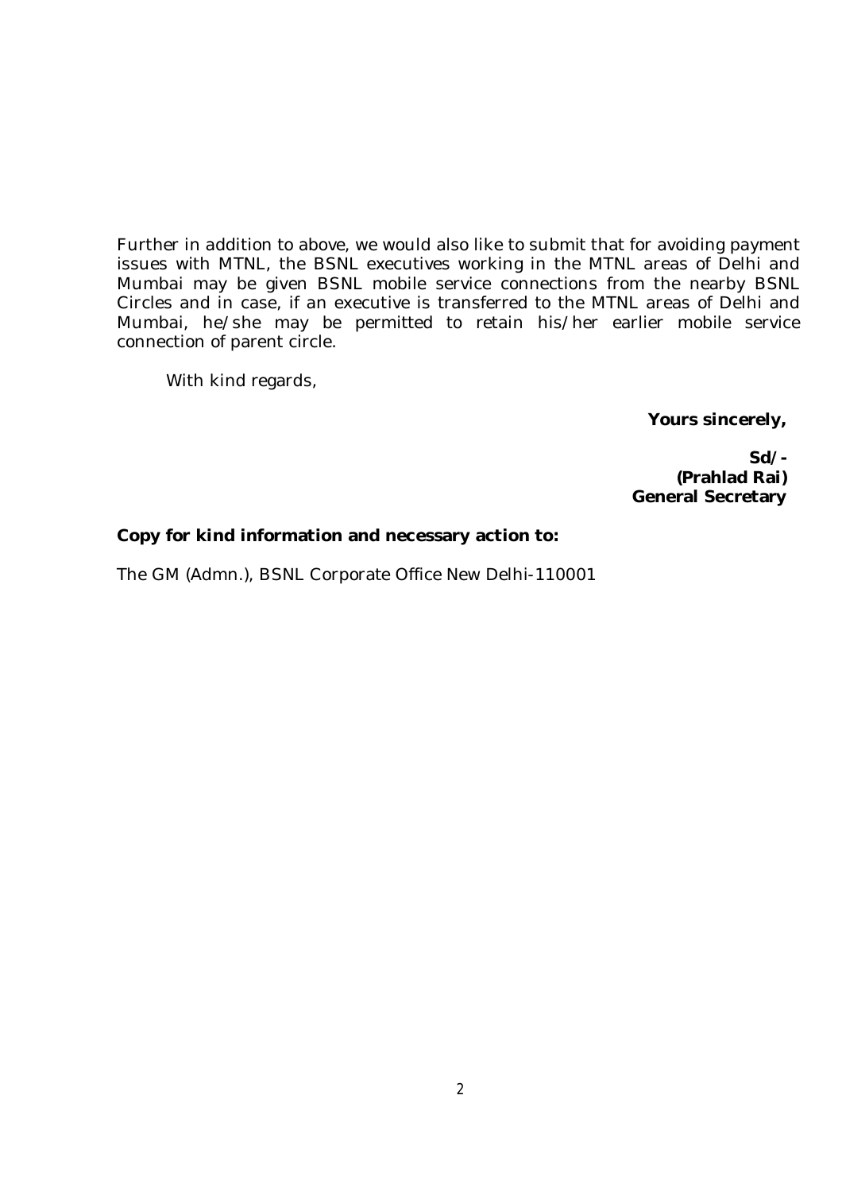Further in addition to above, we would also like to submit that for avoiding payment issues with MTNL, the BSNL executives working in the MTNL areas of Delhi and Mumbai may be given BSNL mobile service connections from the nearby BSNL Circles and in case, if an executive is transferred to the MTNL areas of Delhi and Mumbai, he/she may be permitted to retain his/her earlier mobile service connection of parent circle.

With kind regards,

**Yours sincerely,**

**Sd/-**
**(Prahlad Rai)**
**General Secretary**

**Copy for kind information and necessary action to:**

The GM (Admn.), BSNL Corporate Office New Delhi-110001